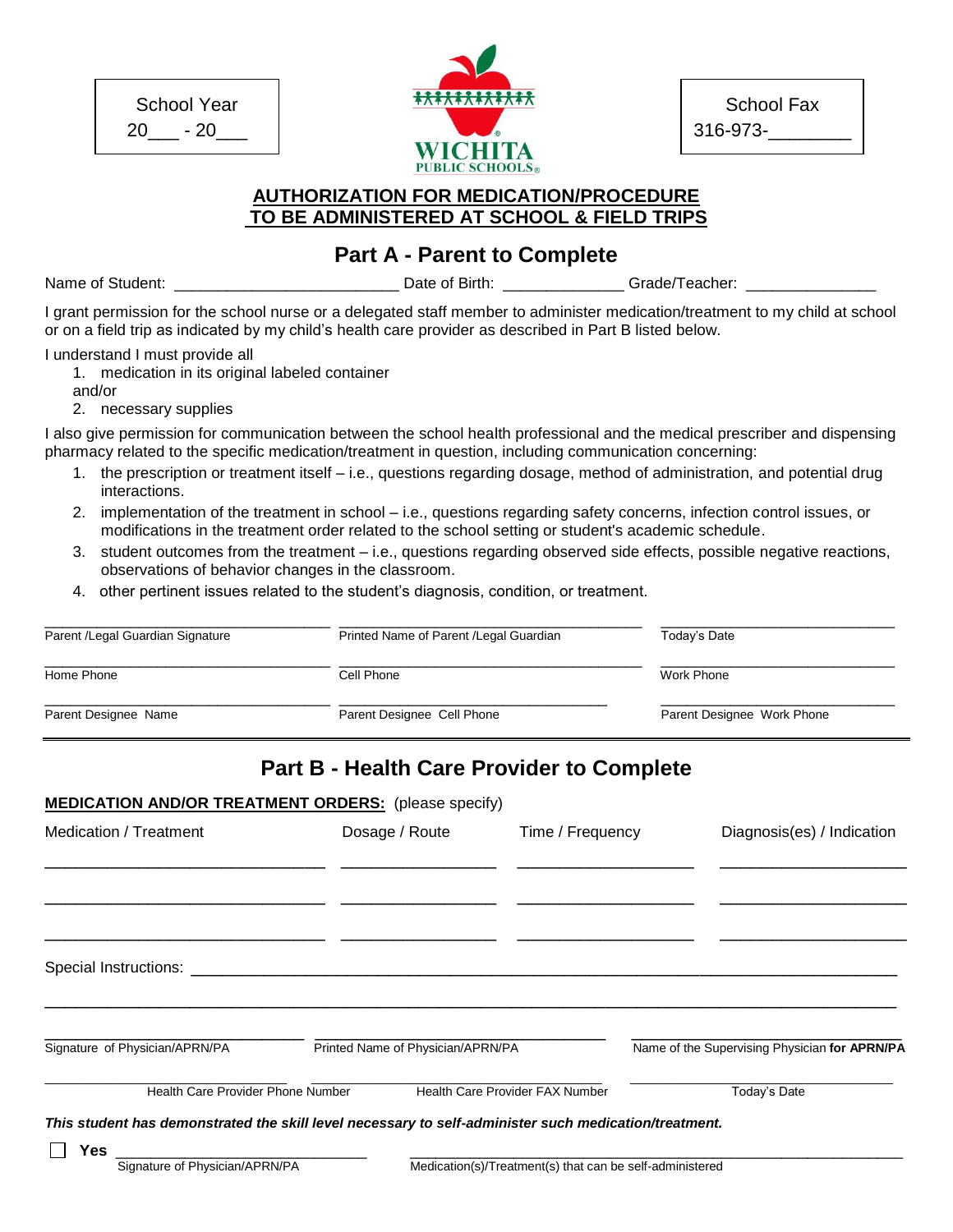School Year
20___ - 20___

School Fax
316-973-________

WICHITA PUBLIC SCHOOLS

## AUTHORIZATION FOR MEDICATION/PROCEDURE TO BE ADMINISTERED AT SCHOOL & FIELD TRIPS

## Part A - Parent to Complete

Name of Student: _________________________ Date of Birth: _____________ Grade/Teacher: ______________

I grant permission for the school nurse or a delegated staff member to administer medication/treatment to my child at school or on a field trip as indicated by my child's health care provider as described in Part B listed below.

I understand I must provide all

1. medication in its original labeled container

and/or

2. necessary supplies

I also give permission for communication between the school health professional and the medical prescriber and dispensing pharmacy related to the specific medication/treatment in question, including communication concerning:

1. the prescription or treatment itself – i.e., questions regarding dosage, method of administration, and potential drug interactions.
2. implementation of the treatment in school – i.e., questions regarding safety concerns, infection control issues, or modifications in the treatment order related to the school setting or student's academic schedule.
3. student outcomes from the treatment – i.e., questions regarding observed side effects, possible negative reactions, observations of behavior changes in the classroom.
4. other pertinent issues related to the student's diagnosis, condition, or treatment.

| | | |
|---|---|---|
| ______________________________ | ______________________________ | ______________________________ |
| Parent /Legal Guardian Signature | Printed Name of Parent /Legal Guardian | Today's Date |
| ______________________________ | ______________________________ | ______________________________ |
| Home Phone | Cell Phone | Work Phone |
| ______________________________ | ______________________________ | ______________________________ |
| Parent Designee Name | Parent Designee Cell Phone | Parent Designee Work Phone |

## Part B - Health Care Provider to Complete

**MEDICATION AND/OR TREATMENT ORDERS:** (please specify)

| Medication / Treatment | Dosage / Route | Time / Frequency | Diagnosis(es) / Indication |
|---|---|---|---|
| ______________________ | ______________ | ______________ | ______________ |
| ______________________ | ______________ | ______________ | ______________ |
| ______________________ | ______________ | ______________ | ______________ |

Special Instructions: ______________________________________________________________

____________________________________________________________________________

| | | |
|---|---|---|
| ______________________________ | ______________________________ | ______________________________ |
| Signature of Physician/APRN/PA | Printed Name of Physician/APRN/PA | Name of the Supervising Physician **for APRN/PA** |
| ______________________________ | ______________________________ | ______________________________ |
| Health Care Provider Phone Number | Health Care Provider FAX Number | Today's Date |

***This student has demonstrated the skill level necessary to self-administer such medication/treatment.***

☐ **Yes** ______________________________ ______________________________________________

Signature of Physician/APRN/PA — Medication(s)/Treatment(s) that can be self-administered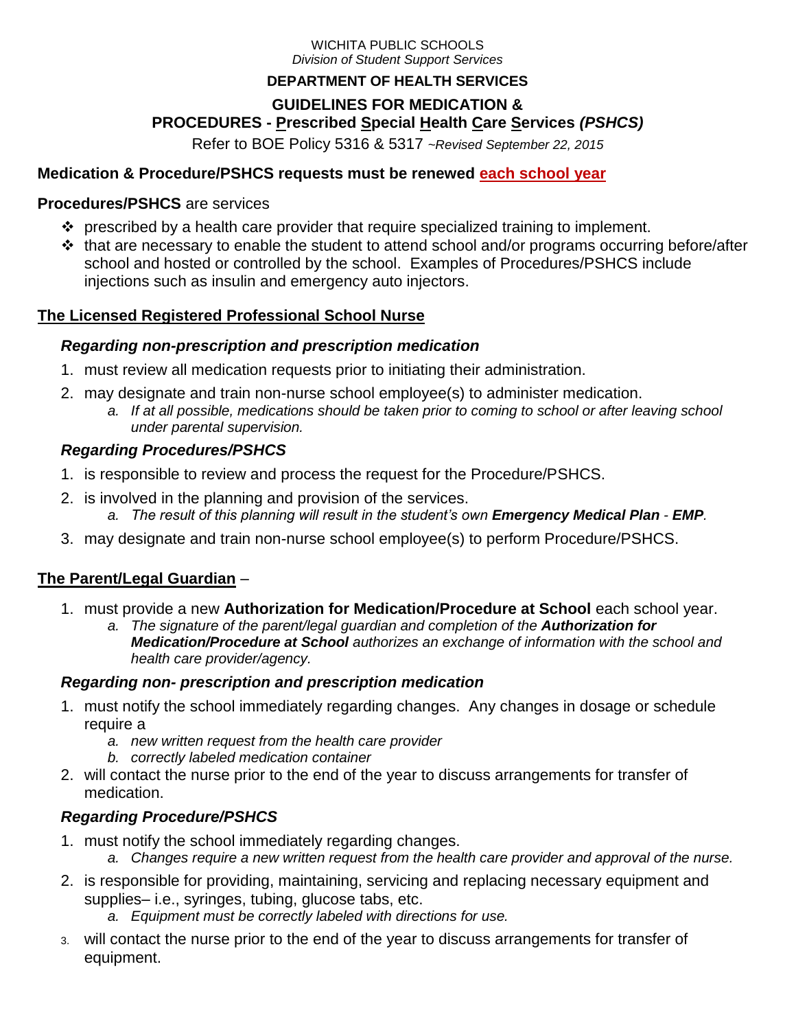WICHITA PUBLIC SCHOOLS
*Division of Student Support Services*

**DEPARTMENT OF HEALTH SERVICES**

**GUIDELINES FOR MEDICATION &**
**PROCEDURES - Prescribed Special Health Care Services *(PSHCS)***

Refer to BOE Policy 5316 & 5317 *~Revised September 22, 2015*

**Medication & Procedure/PSHCS requests must be renewed each school year**

**Procedures/PSHCS** are services

- prescribed by a health care provider that require specialized training to implement.
- that are necessary to enable the student to attend school and/or programs occurring before/after school and hosted or controlled by the school. Examples of Procedures/PSHCS include injections such as insulin and emergency auto injectors.

## The Licensed Registered Professional School Nurse

### *Regarding non-prescription and prescription medication*

1. must review all medication requests prior to initiating their administration.
2. may designate and train non-nurse school employee(s) to administer medication.
   a. *If at all possible, medications should be taken prior to coming to school or after leaving school under parental supervision.*

### *Regarding Procedures/PSHCS*

1. is responsible to review and process the request for the Procedure/PSHCS.
2. is involved in the planning and provision of the services.
   a. *The result of this planning will result in the student's own **Emergency Medical Plan** - **EMP**.*
3. may designate and train non-nurse school employee(s) to perform Procedure/PSHCS.

## The Parent/Legal Guardian –

1. must provide a new **Authorization for Medication/Procedure at School** each school year.
   a. *The signature of the parent/legal guardian and completion of the **Authorization for Medication/Procedure at School** authorizes an exchange of information with the school and health care provider/agency.*

### *Regarding non- prescription and prescription medication*

1. must notify the school immediately regarding changes. Any changes in dosage or schedule require a
   a. *new written request from the health care provider*
   b. *correctly labeled medication container*
2. will contact the nurse prior to the end of the year to discuss arrangements for transfer of medication.

### *Regarding Procedure/PSHCS*

1. must notify the school immediately regarding changes.
   a. *Changes require a new written request from the health care provider and approval of the nurse.*
2. is responsible for providing, maintaining, servicing and replacing necessary equipment and supplies– i.e., syringes, tubing, glucose tabs, etc.
   a. *Equipment must be correctly labeled with directions for use.*
3. will contact the nurse prior to the end of the year to discuss arrangements for transfer of equipment.